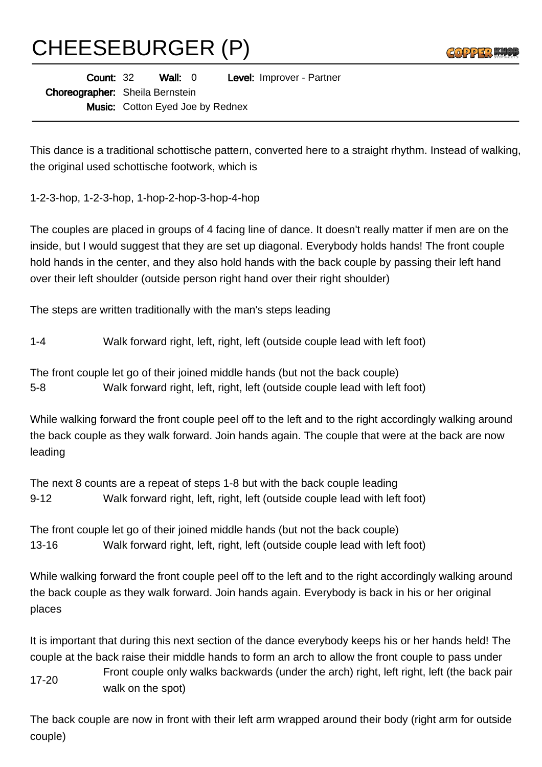# CHEESEBURGER (P)

**Count:** 32 **Wall:** 0 **Level:** Improver - Partner
**Choreographer:** Sheila Bernstein
**Music:** Cotton Eyed Joe by Rednex

This dance is a traditional schottische pattern, converted here to a straight rhythm. Instead of walking, the original used schottische footwork, which is

1-2-3-hop, 1-2-3-hop, 1-hop-2-hop-3-hop-4-hop

The couples are placed in groups of 4 facing line of dance. It doesn't really matter if men are on the inside, but I would suggest that they are set up diagonal. Everybody holds hands! The front couple hold hands in the center, and they also hold hands with the back couple by passing their left hand over their left shoulder (outside person right hand over their right shoulder)

The steps are written traditionally with the man's steps leading

1-4 Walk forward right, left, right, left (outside couple lead with left foot)

The front couple let go of their joined middle hands (but not the back couple)
5-8 Walk forward right, left, right, left (outside couple lead with left foot)

While walking forward the front couple peel off to the left and to the right accordingly walking around the back couple as they walk forward. Join hands again. The couple that were at the back are now leading

The next 8 counts are a repeat of steps 1-8 but with the back couple leading
9-12 Walk forward right, left, right, left (outside couple lead with left foot)

The front couple let go of their joined middle hands (but not the back couple)
13-16 Walk forward right, left, right, left (outside couple lead with left foot)

While walking forward the front couple peel off to the left and to the right accordingly walking around the back couple as they walk forward. Join hands again. Everybody is back in his or her original places

It is important that during this next section of the dance everybody keeps his or her hands held! The couple at the back raise their middle hands to form an arch to allow the front couple to pass under
17-20 Front couple only walks backwards (under the arch) right, left right, left (the back pair walk on the spot)

The back couple are now in front with their left arm wrapped around their body (right arm for outside couple)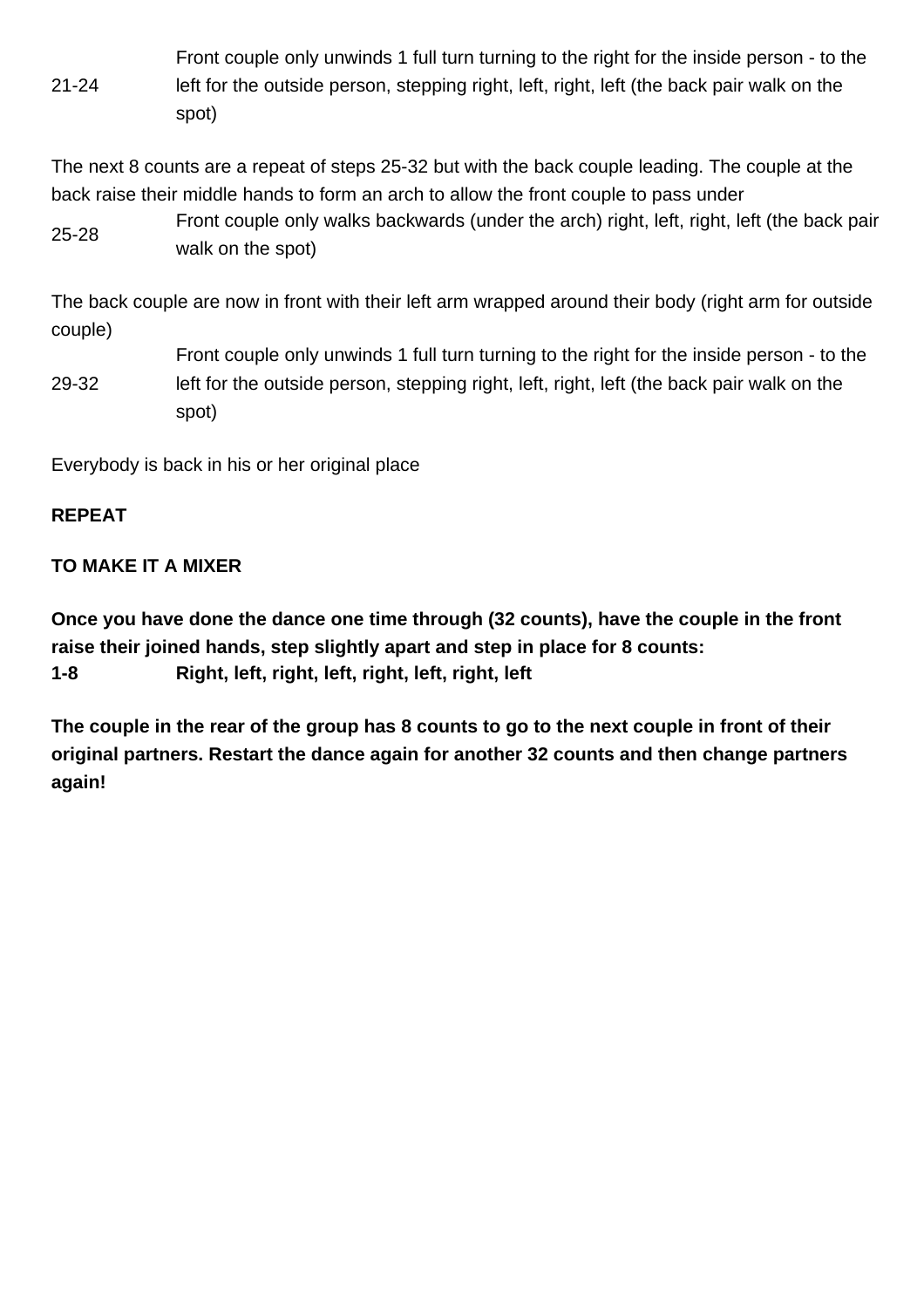| | |
|---|---|
| 21-24 | Front couple only unwinds 1 full turn turning to the right for the inside person - to the left for the outside person, stepping right, left, right, left (the back pair walk on the spot) |

The next 8 counts are a repeat of steps 25-32 but with the back couple leading. The couple at the back raise their middle hands to form an arch to allow the front couple to pass under

| | |
|---|---|
| 25-28 | Front couple only walks backwards (under the arch) right, left, right, left (the back pair walk on the spot) |

The back couple are now in front with their left arm wrapped around their body (right arm for outside couple)

| | |
|---|---|
| 29-32 | Front couple only unwinds 1 full turn turning to the right for the inside person - to the left for the outside person, stepping right, left, right, left (the back pair walk on the spot) |

Everybody is back in his or her original place

**REPEAT**

**TO MAKE IT A MIXER**

**Once you have done the dance one time through (32 counts), have the couple in the front raise their joined hands, step slightly apart and step in place for 8 counts:**

| | |
|---|---|
| **1-8** | **Right, left, right, left, right, left, right, left** |

**The couple in the rear of the group has 8 counts to go to the next couple in front of their original partners. Restart the dance again for another 32 counts and then change partners again!**